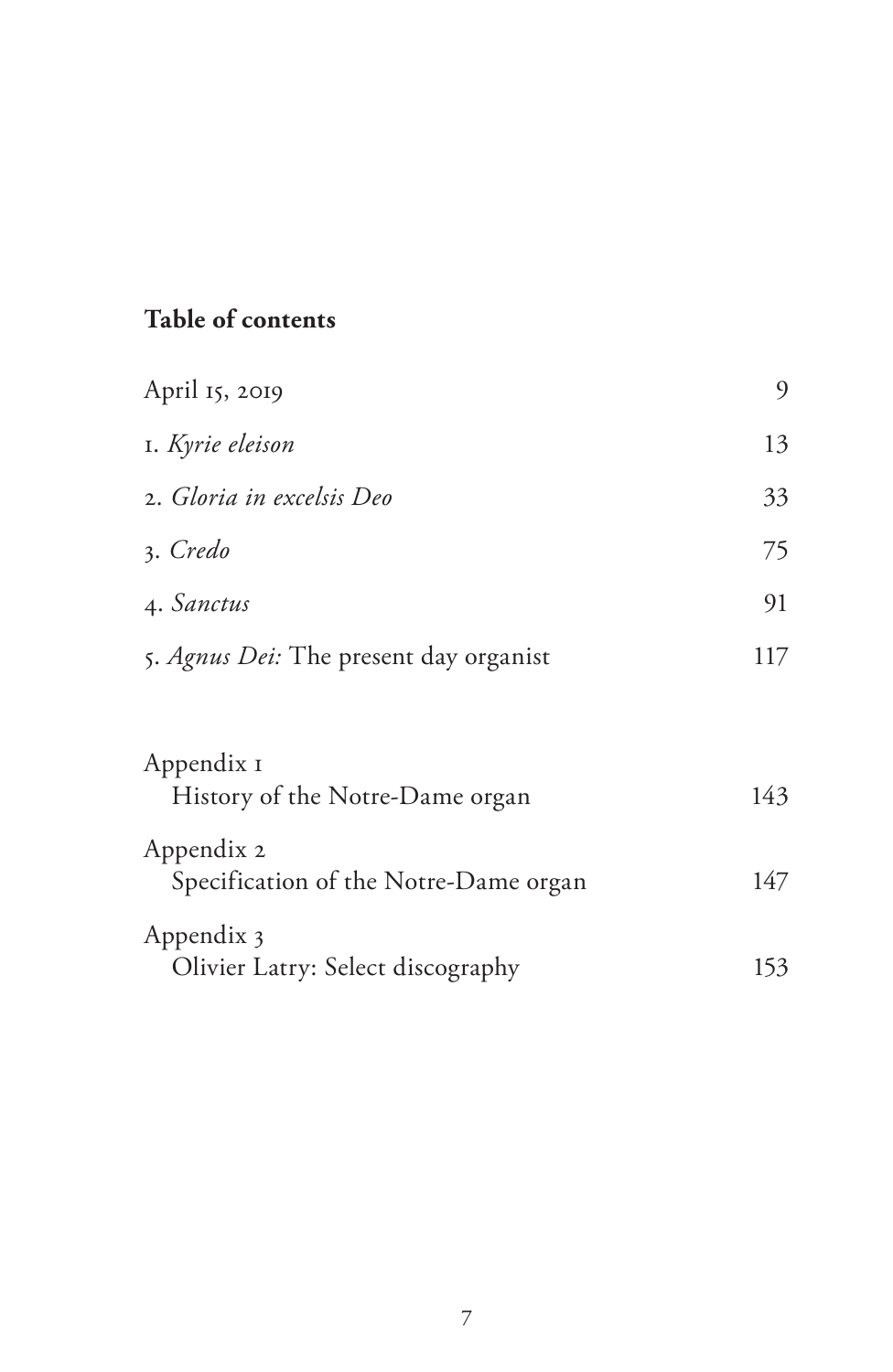## Table of contents

| | |
|---|---|
| April 15, 2019 | 9 |
| 1. *Kyrie eleison* | 13 |
| 2. *Gloria in excelsis Deo* | 33 |
| 3. *Credo* | 75 |
| 4. *Sanctus* | 91 |
| 5. *Agnus Dei:* The present day organist | 117 |
| Appendix 1<br>History of the Notre-Dame organ | 143 |
| Appendix 2<br>Specification of the Notre-Dame organ | 147 |
| Appendix 3<br>Olivier Latry: Select discography | 153 |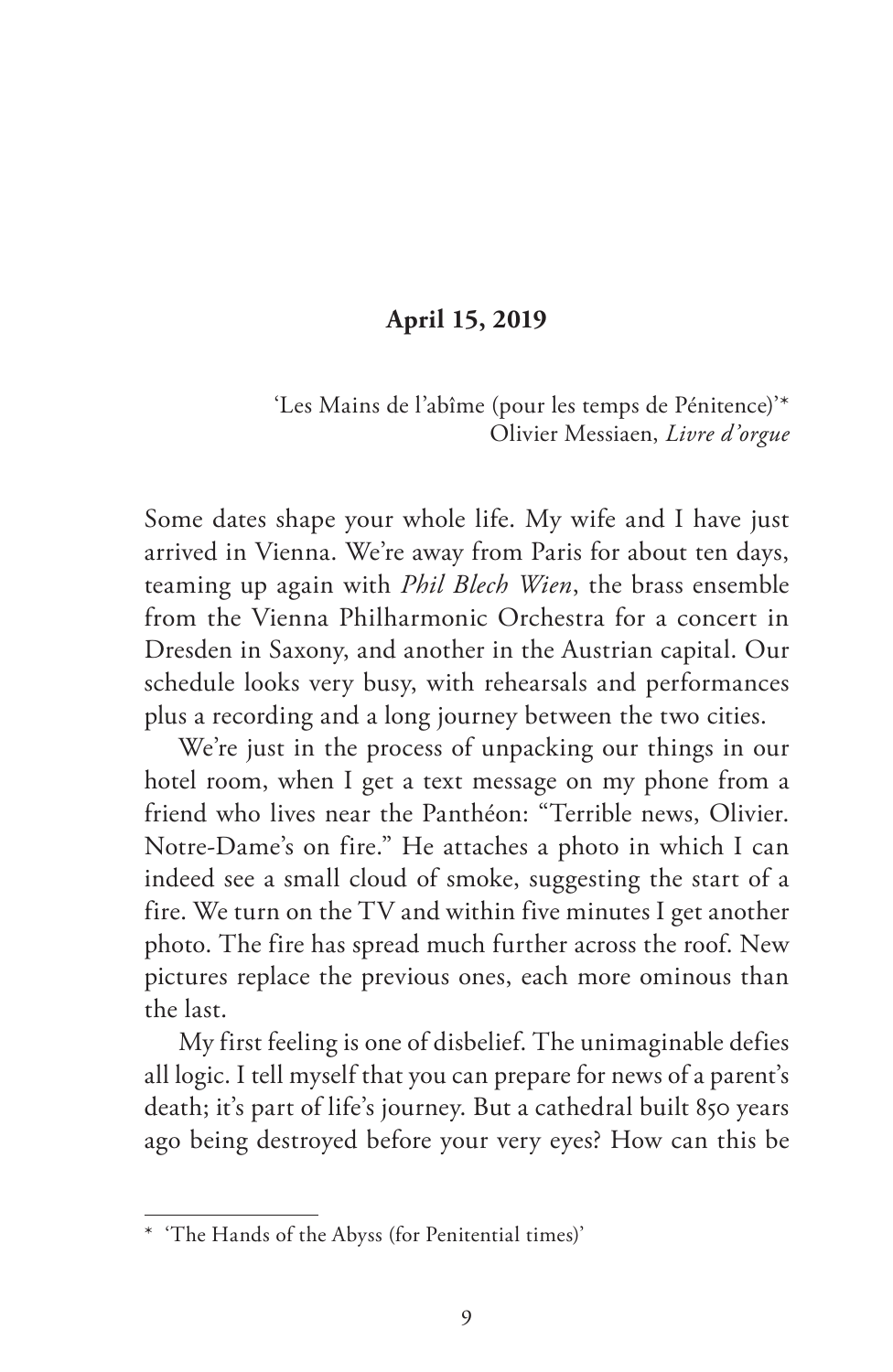## April 15, 2019

'Les Mains de l'abîme (pour les temps de Pénitence)'*
Olivier Messiaen, *Livre d'orgue*

Some dates shape your whole life. My wife and I have just arrived in Vienna. We're away from Paris for about ten days, teaming up again with *Phil Blech Wien*, the brass ensemble from the Vienna Philharmonic Orchestra for a concert in Dresden in Saxony, and another in the Austrian capital. Our schedule looks very busy, with rehearsals and performances plus a recording and a long journey between the two cities.

We're just in the process of unpacking our things in our hotel room, when I get a text message on my phone from a friend who lives near the Panthéon: "Terrible news, Olivier. Notre-Dame's on fire." He attaches a photo in which I can indeed see a small cloud of smoke, suggesting the start of a fire. We turn on the TV and within five minutes I get another photo. The fire has spread much further across the roof. New pictures replace the previous ones, each more ominous than the last.

My first feeling is one of disbelief. The unimaginable defies all logic. I tell myself that you can prepare for news of a parent's death; it's part of life's journey. But a cathedral built 850 years ago being destroyed before your very eyes? How can this be

* 'The Hands of the Abyss (for Penitential times)'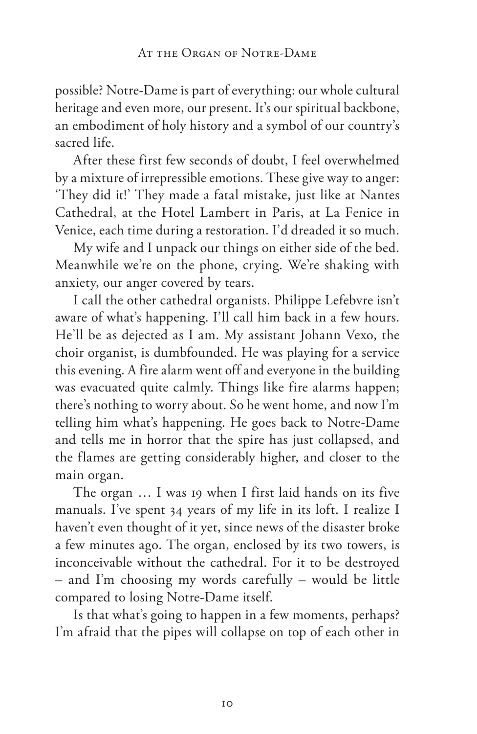possible? Notre-Dame is part of everything: our whole cultural heritage and even more, our present. It's our spiritual backbone, an embodiment of holy history and a symbol of our country's sacred life.

After these first few seconds of doubt, I feel overwhelmed by a mixture of irrepressible emotions. These give way to anger: 'They did it!' They made a fatal mistake, just like at Nantes Cathedral, at the Hotel Lambert in Paris, at La Fenice in Venice, each time during a restoration. I'd dreaded it so much.

My wife and I unpack our things on either side of the bed. Meanwhile we're on the phone, crying. We're shaking with anxiety, our anger covered by tears.

I call the other cathedral organists. Philippe Lefebvre isn't aware of what's happening. I'll call him back in a few hours. He'll be as dejected as I am. My assistant Johann Vexo, the choir organist, is dumbfounded. He was playing for a service this evening. A fire alarm went off and everyone in the building was evacuated quite calmly. Things like fire alarms happen; there's nothing to worry about. So he went home, and now I'm telling him what's happening. He goes back to Notre-Dame and tells me in horror that the spire has just collapsed, and the flames are getting considerably higher, and closer to the main organ.

The organ … I was 19 when I first laid hands on its five manuals. I've spent 34 years of my life in its loft. I realize I haven't even thought of it yet, since news of the disaster broke a few minutes ago. The organ, enclosed by its two towers, is inconceivable without the cathedral. For it to be destroyed – and I'm choosing my words carefully – would be little compared to losing Notre-Dame itself.

Is that what's going to happen in a few moments, perhaps? I'm afraid that the pipes will collapse on top of each other in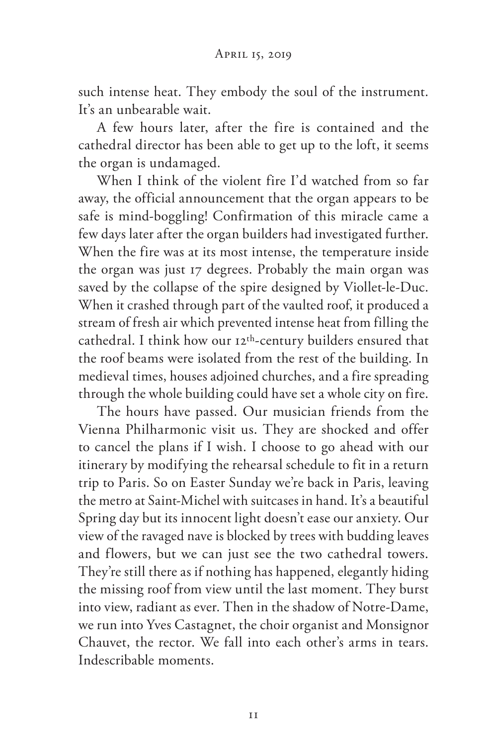such intense heat. They embody the soul of the instrument. It's an unbearable wait.

A few hours later, after the fire is contained and the cathedral director has been able to get up to the loft, it seems the organ is undamaged.

When I think of the violent fire I'd watched from so far away, the official announcement that the organ appears to be safe is mind-boggling! Confirmation of this miracle came a few days later after the organ builders had investigated further. When the fire was at its most intense, the temperature inside the organ was just 17 degrees. Probably the main organ was saved by the collapse of the spire designed by Viollet-le-Duc. When it crashed through part of the vaulted roof, it produced a stream of fresh air which prevented intense heat from filling the cathedral. I think how our 12th-century builders ensured that the roof beams were isolated from the rest of the building. In medieval times, houses adjoined churches, and a fire spreading through the whole building could have set a whole city on fire.

The hours have passed. Our musician friends from the Vienna Philharmonic visit us. They are shocked and offer to cancel the plans if I wish. I choose to go ahead with our itinerary by modifying the rehearsal schedule to fit in a return trip to Paris. So on Easter Sunday we're back in Paris, leaving the metro at Saint-Michel with suitcases in hand. It's a beautiful Spring day but its innocent light doesn't ease our anxiety. Our view of the ravaged nave is blocked by trees with budding leaves and flowers, but we can just see the two cathedral towers. They're still there as if nothing has happened, elegantly hiding the missing roof from view until the last moment. They burst into view, radiant as ever. Then in the shadow of Notre-Dame, we run into Yves Castagnet, the choir organist and Monsignor Chauvet, the rector. We fall into each other's arms in tears. Indescribable moments.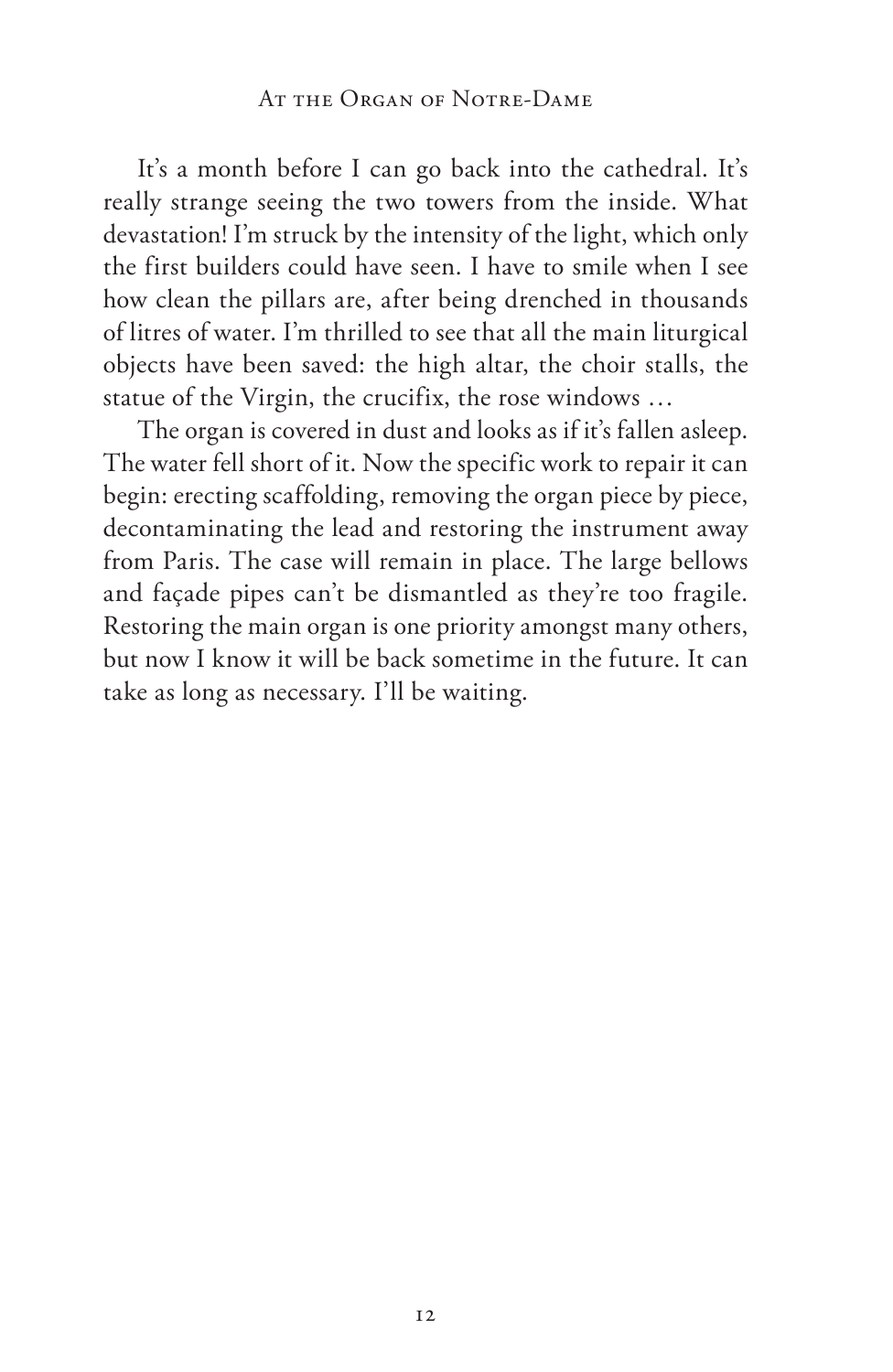It's a month before I can go back into the cathedral. It's really strange seeing the two towers from the inside. What devastation! I'm struck by the intensity of the light, which only the first builders could have seen. I have to smile when I see how clean the pillars are, after being drenched in thousands of litres of water. I'm thrilled to see that all the main liturgical objects have been saved: the high altar, the choir stalls, the statue of the Virgin, the crucifix, the rose windows …

The organ is covered in dust and looks as if it's fallen asleep. The water fell short of it. Now the specific work to repair it can begin: erecting scaffolding, removing the organ piece by piece, decontaminating the lead and restoring the instrument away from Paris. The case will remain in place. The large bellows and façade pipes can't be dismantled as they're too fragile. Restoring the main organ is one priority amongst many others, but now I know it will be back sometime in the future. It can take as long as necessary. I'll be waiting.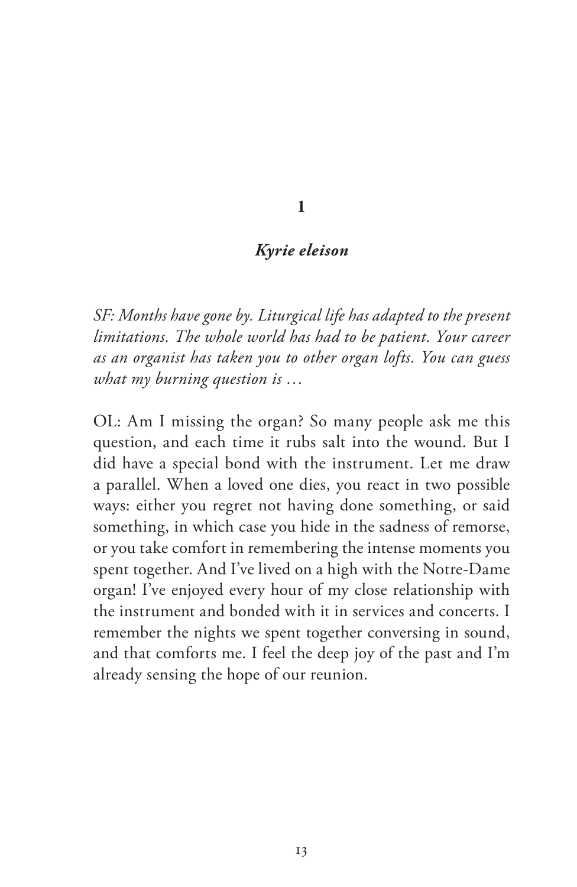# 1

## *Kyrie eleison*

*SF: Months have gone by. Liturgical life has adapted to the present limitations. The whole world has had to be patient. Your career as an organist has taken you to other organ lofts. You can guess what my burning question is …*

OL: Am I missing the organ? So many people ask me this question, and each time it rubs salt into the wound. But I did have a special bond with the instrument. Let me draw a parallel. When a loved one dies, you react in two possible ways: either you regret not having done something, or said something, in which case you hide in the sadness of remorse, or you take comfort in remembering the intense moments you spent together. And I've lived on a high with the Notre-Dame organ! I've enjoyed every hour of my close relationship with the instrument and bonded with it in services and concerts. I remember the nights we spent together conversing in sound, and that comforts me. I feel the deep joy of the past and I'm already sensing the hope of our reunion.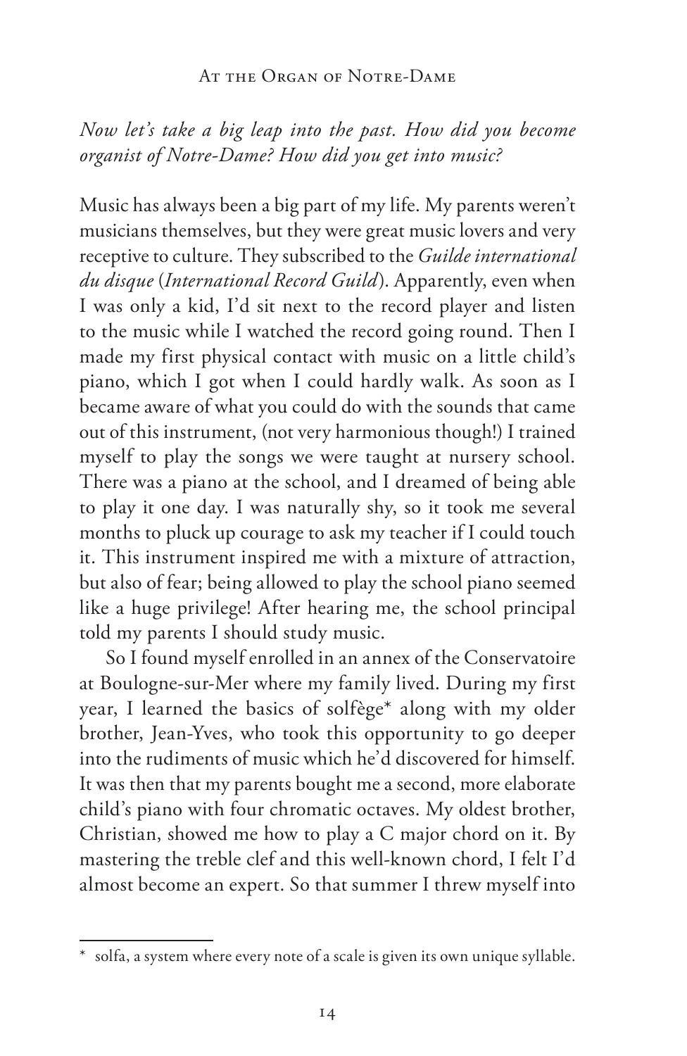*Now let's take a big leap into the past. How did you become organist of Notre-Dame? How did you get into music?*

Music has always been a big part of my life. My parents weren't musicians themselves, but they were great music lovers and very receptive to culture. They subscribed to the *Guilde international du disque* (*International Record Guild*). Apparently, even when I was only a kid, I'd sit next to the record player and listen to the music while I watched the record going round. Then I made my first physical contact with music on a little child's piano, which I got when I could hardly walk. As soon as I became aware of what you could do with the sounds that came out of this instrument, (not very harmonious though!) I trained myself to play the songs we were taught at nursery school. There was a piano at the school, and I dreamed of being able to play it one day. I was naturally shy, so it took me several months to pluck up courage to ask my teacher if I could touch it. This instrument inspired me with a mixture of attraction, but also of fear; being allowed to play the school piano seemed like a huge privilege! After hearing me, the school principal told my parents I should study music.

So I found myself enrolled in an annex of the Conservatoire at Boulogne-sur-Mer where my family lived. During my first year, I learned the basics of solfège* along with my older brother, Jean-Yves, who took this opportunity to go deeper into the rudiments of music which he'd discovered for himself. It was then that my parents bought me a second, more elaborate child's piano with four chromatic octaves. My oldest brother, Christian, showed me how to play a C major chord on it. By mastering the treble clef and this well-known chord, I felt I'd almost become an expert. So that summer I threw myself into

---

\* solfa, a system where every note of a scale is given its own unique syllable.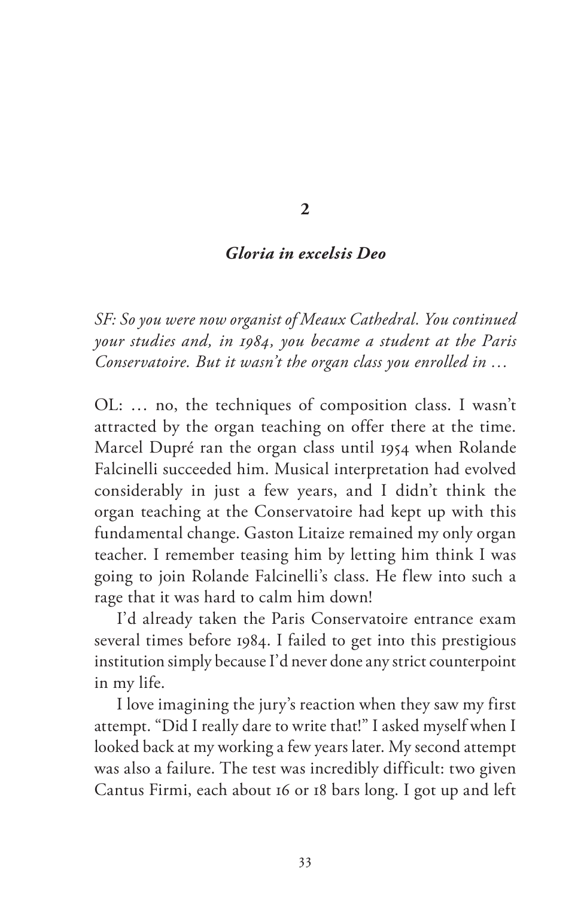## 2

## *Gloria in excelsis Deo*

*SF: So you were now organist of Meaux Cathedral. You continued your studies and, in 1984, you became a student at the Paris Conservatoire. But it wasn't the organ class you enrolled in …*

OL: … no, the techniques of composition class. I wasn't attracted by the organ teaching on offer there at the time. Marcel Dupré ran the organ class until 1954 when Rolande Falcinelli succeeded him. Musical interpretation had evolved considerably in just a few years, and I didn't think the organ teaching at the Conservatoire had kept up with this fundamental change. Gaston Litaize remained my only organ teacher. I remember teasing him by letting him think I was going to join Rolande Falcinelli's class. He flew into such a rage that it was hard to calm him down!

I'd already taken the Paris Conservatoire entrance exam several times before 1984. I failed to get into this prestigious institution simply because I'd never done any strict counterpoint in my life.

I love imagining the jury's reaction when they saw my first attempt. "Did I really dare to write that!" I asked myself when I looked back at my working a few years later. My second attempt was also a failure. The test was incredibly difficult: two given Cantus Firmi, each about 16 or 18 bars long. I got up and left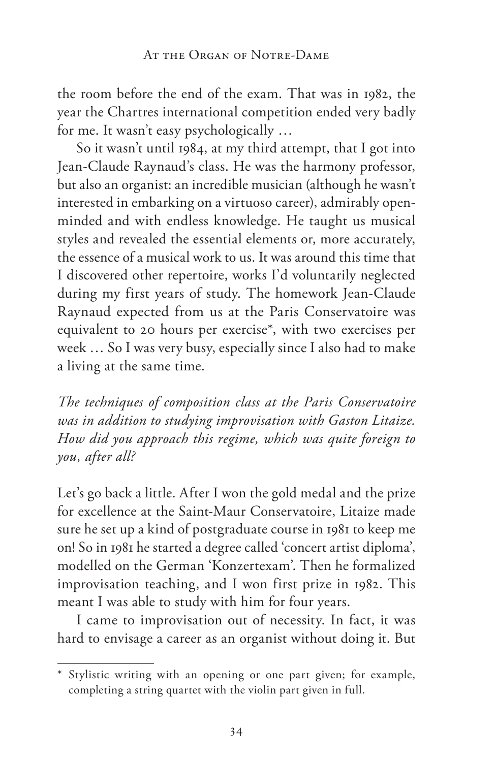the room before the end of the exam. That was in 1982, the year the Chartres international competition ended very badly for me. It wasn't easy psychologically …

So it wasn't until 1984, at my third attempt, that I got into Jean-Claude Raynaud's class. He was the harmony professor, but also an organist: an incredible musician (although he wasn't interested in embarking on a virtuoso career), admirably open-minded and with endless knowledge. He taught us musical styles and revealed the essential elements or, more accurately, the essence of a musical work to us. It was around this time that I discovered other repertoire, works I'd voluntarily neglected during my first years of study. The homework Jean-Claude Raynaud expected from us at the Paris Conservatoire was equivalent to 20 hours per exercise*, with two exercises per week … So I was very busy, especially since I also had to make a living at the same time.

*The techniques of composition class at the Paris Conservatoire was in addition to studying improvisation with Gaston Litaize. How did you approach this regime, which was quite foreign to you, after all?*

Let's go back a little. After I won the gold medal and the prize for excellence at the Saint-Maur Conservatoire, Litaize made sure he set up a kind of postgraduate course in 1981 to keep me on! So in 1981 he started a degree called 'concert artist diploma', modelled on the German 'Konzertexam'. Then he formalized improvisation teaching, and I won first prize in 1982. This meant I was able to study with him for four years.

I came to improvisation out of necessity. In fact, it was hard to envisage a career as an organist without doing it. But

---

* Stylistic writing with an opening or one part given; for example, completing a string quartet with the violin part given in full.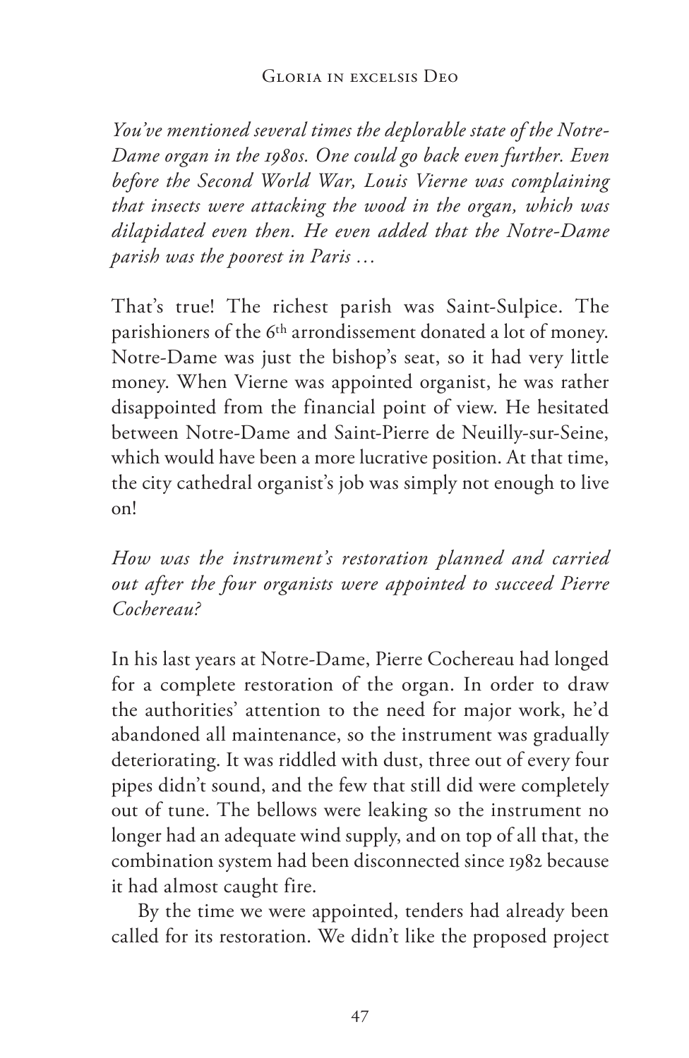*You've mentioned several times the deplorable state of the Notre-Dame organ in the 1980s. One could go back even further. Even before the Second World War, Louis Vierne was complaining that insects were attacking the wood in the organ, which was dilapidated even then. He even added that the Notre-Dame parish was the poorest in Paris …*

That's true! The richest parish was Saint-Sulpice. The parishioners of the 6th arrondissement donated a lot of money. Notre-Dame was just the bishop's seat, so it had very little money. When Vierne was appointed organist, he was rather disappointed from the financial point of view. He hesitated between Notre-Dame and Saint-Pierre de Neuilly-sur-Seine, which would have been a more lucrative position. At that time, the city cathedral organist's job was simply not enough to live on!

*How was the instrument's restoration planned and carried out after the four organists were appointed to succeed Pierre Cochereau?*

In his last years at Notre-Dame, Pierre Cochereau had longed for a complete restoration of the organ. In order to draw the authorities' attention to the need for major work, he'd abandoned all maintenance, so the instrument was gradually deteriorating. It was riddled with dust, three out of every four pipes didn't sound, and the few that still did were completely out of tune. The bellows were leaking so the instrument no longer had an adequate wind supply, and on top of all that, the combination system had been disconnected since 1982 because it had almost caught fire.

By the time we were appointed, tenders had already been called for its restoration. We didn't like the proposed project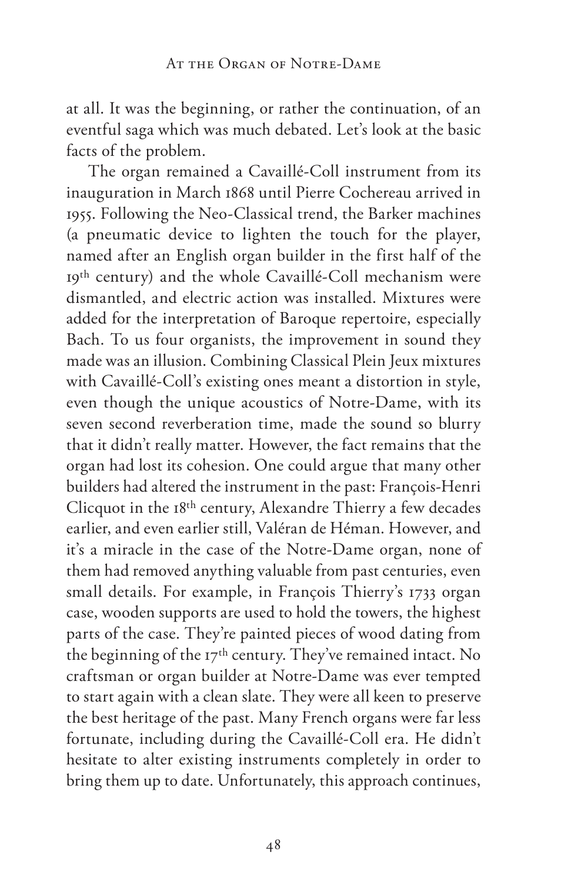at all. It was the beginning, or rather the continuation, of an eventful saga which was much debated. Let's look at the basic facts of the problem.

The organ remained a Cavaillé-Coll instrument from its inauguration in March 1868 until Pierre Cochereau arrived in 1955. Following the Neo-Classical trend, the Barker machines (a pneumatic device to lighten the touch for the player, named after an English organ builder in the first half of the 19th century) and the whole Cavaillé-Coll mechanism were dismantled, and electric action was installed. Mixtures were added for the interpretation of Baroque repertoire, especially Bach. To us four organists, the improvement in sound they made was an illusion. Combining Classical Plein Jeux mixtures with Cavaillé-Coll's existing ones meant a distortion in style, even though the unique acoustics of Notre-Dame, with its seven second reverberation time, made the sound so blurry that it didn't really matter. However, the fact remains that the organ had lost its cohesion. One could argue that many other builders had altered the instrument in the past: François-Henri Clicquot in the 18th century, Alexandre Thierry a few decades earlier, and even earlier still, Valéran de Héman. However, and it's a miracle in the case of the Notre-Dame organ, none of them had removed anything valuable from past centuries, even small details. For example, in François Thierry's 1733 organ case, wooden supports are used to hold the towers, the highest parts of the case. They're painted pieces of wood dating from the beginning of the 17th century. They've remained intact. No craftsman or organ builder at Notre-Dame was ever tempted to start again with a clean slate. They were all keen to preserve the best heritage of the past. Many French organs were far less fortunate, including during the Cavaillé-Coll era. He didn't hesitate to alter existing instruments completely in order to bring them up to date. Unfortunately, this approach continues,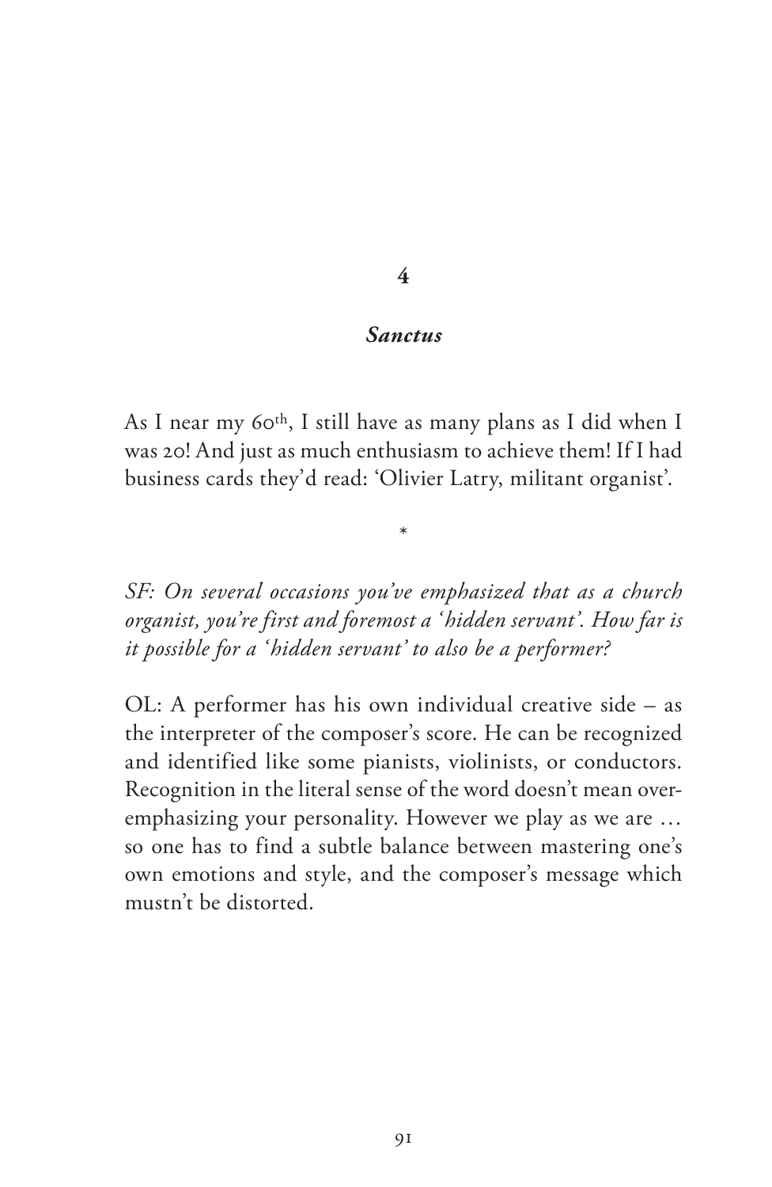# 4

## *Sanctus*

As I near my 60th, I still have as many plans as I did when I was 20! And just as much enthusiasm to achieve them! If I had business cards they'd read: 'Olivier Latry, militant organist'.

\*

*SF: On several occasions you've emphasized that as a church organist, you're first and foremost a 'hidden servant'. How far is it possible for a 'hidden servant' to also be a performer?*

OL: A performer has his own individual creative side – as the interpreter of the composer's score. He can be recognized and identified like some pianists, violinists, or conductors. Recognition in the literal sense of the word doesn't mean over-emphasizing your personality. However we play as we are … so one has to find a subtle balance between mastering one's own emotions and style, and the composer's message which mustn't be distorted.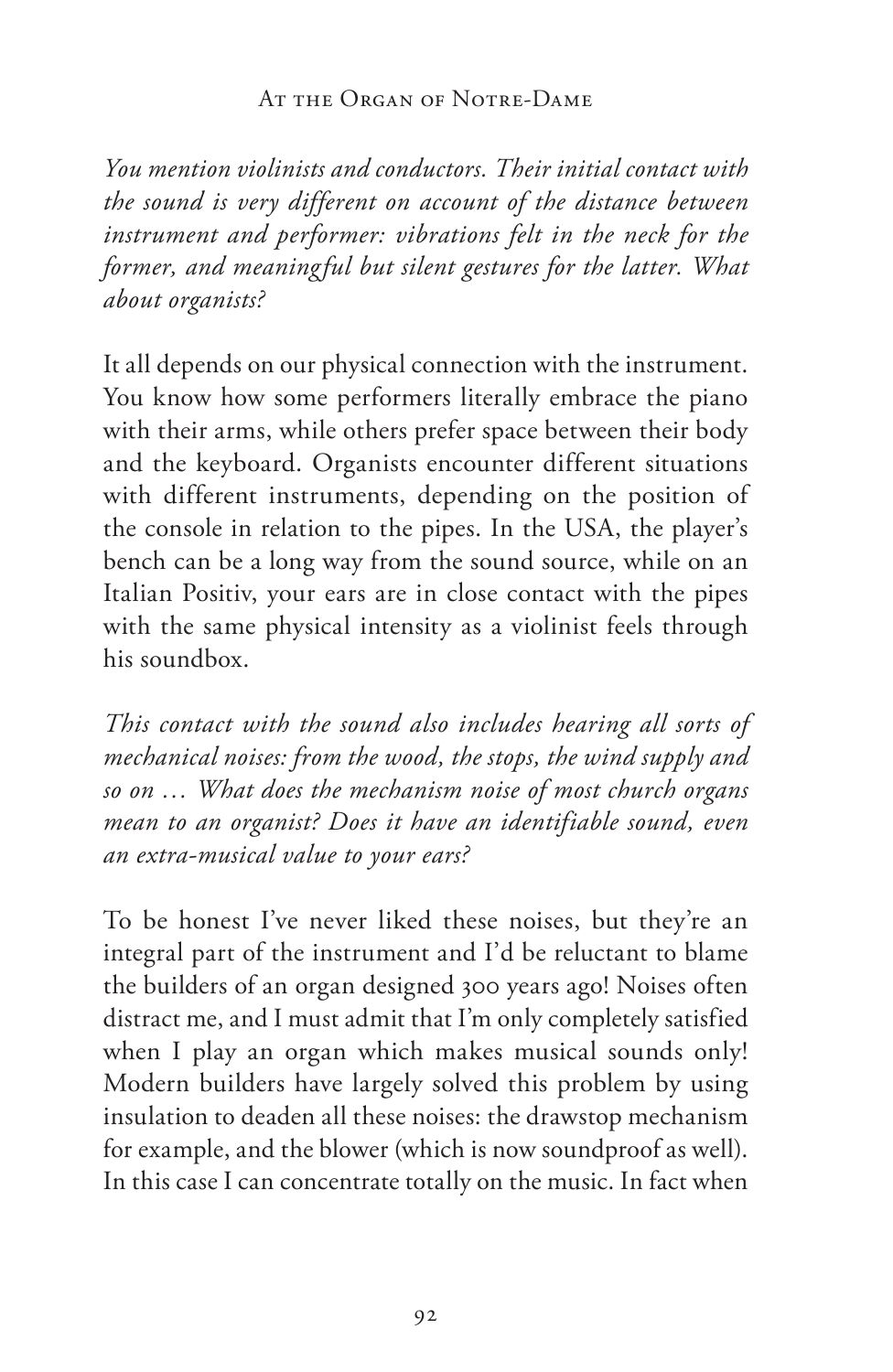*You mention violinists and conductors. Their initial contact with the sound is very different on account of the distance between instrument and performer: vibrations felt in the neck for the former, and meaningful but silent gestures for the latter. What about organists?*

It all depends on our physical connection with the instrument. You know how some performers literally embrace the piano with their arms, while others prefer space between their body and the keyboard. Organists encounter different situations with different instruments, depending on the position of the console in relation to the pipes. In the USA, the player's bench can be a long way from the sound source, while on an Italian Positiv, your ears are in close contact with the pipes with the same physical intensity as a violinist feels through his soundbox.

*This contact with the sound also includes hearing all sorts of mechanical noises: from the wood, the stops, the wind supply and so on … What does the mechanism noise of most church organs mean to an organist? Does it have an identifiable sound, even an extra-musical value to your ears?*

To be honest I've never liked these noises, but they're an integral part of the instrument and I'd be reluctant to blame the builders of an organ designed 300 years ago! Noises often distract me, and I must admit that I'm only completely satisfied when I play an organ which makes musical sounds only! Modern builders have largely solved this problem by using insulation to deaden all these noises: the drawstop mechanism for example, and the blower (which is now soundproof as well). In this case I can concentrate totally on the music. In fact when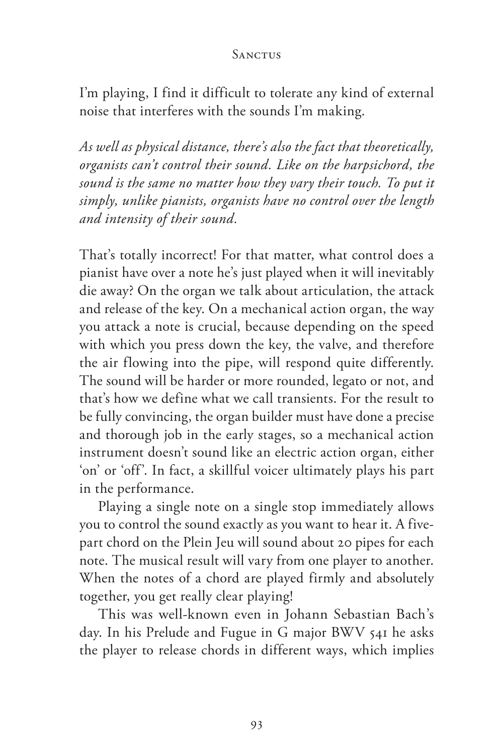I'm playing, I find it difficult to tolerate any kind of external noise that interferes with the sounds I'm making.

*As well as physical distance, there's also the fact that theoretically, organists can't control their sound. Like on the harpsichord, the sound is the same no matter how they vary their touch. To put it simply, unlike pianists, organists have no control over the length and intensity of their sound.*

That's totally incorrect! For that matter, what control does a pianist have over a note he's just played when it will inevitably die away? On the organ we talk about articulation, the attack and release of the key. On a mechanical action organ, the way you attack a note is crucial, because depending on the speed with which you press down the key, the valve, and therefore the air flowing into the pipe, will respond quite differently. The sound will be harder or more rounded, legato or not, and that's how we define what we call transients. For the result to be fully convincing, the organ builder must have done a precise and thorough job in the early stages, so a mechanical action instrument doesn't sound like an electric action organ, either 'on' or 'off'. In fact, a skillful voicer ultimately plays his part in the performance.

Playing a single note on a single stop immediately allows you to control the sound exactly as you want to hear it. A five-part chord on the Plein Jeu will sound about 20 pipes for each note. The musical result will vary from one player to another. When the notes of a chord are played firmly and absolutely together, you get really clear playing!

This was well-known even in Johann Sebastian Bach's day. In his Prelude and Fugue in G major BWV 541 he asks the player to release chords in different ways, which implies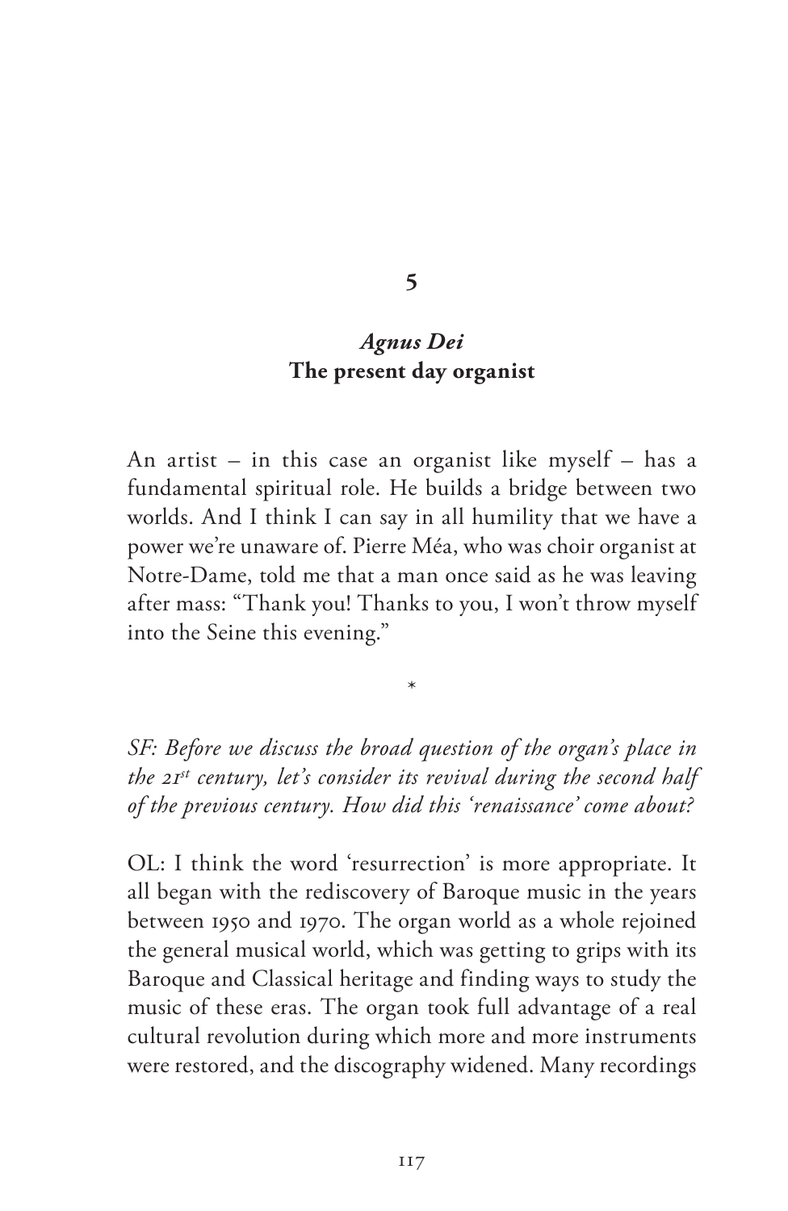# 5

## *Agnus Dei*
## The present day organist

An artist – in this case an organist like myself – has a fundamental spiritual role. He builds a bridge between two worlds. And I think I can say in all humility that we have a power we're unaware of. Pierre Méa, who was choir organist at Notre-Dame, told me that a man once said as he was leaving after mass: "Thank you! Thanks to you, I won't throw myself into the Seine this evening."

*

*SF: Before we discuss the broad question of the organ's place in the 21st century, let's consider its revival during the second half of the previous century. How did this 'renaissance' come about?*

OL: I think the word 'resurrection' is more appropriate. It all began with the rediscovery of Baroque music in the years between 1950 and 1970. The organ world as a whole rejoined the general musical world, which was getting to grips with its Baroque and Classical heritage and finding ways to study the music of these eras. The organ took full advantage of a real cultural revolution during which more and more instruments were restored, and the discography widened. Many recordings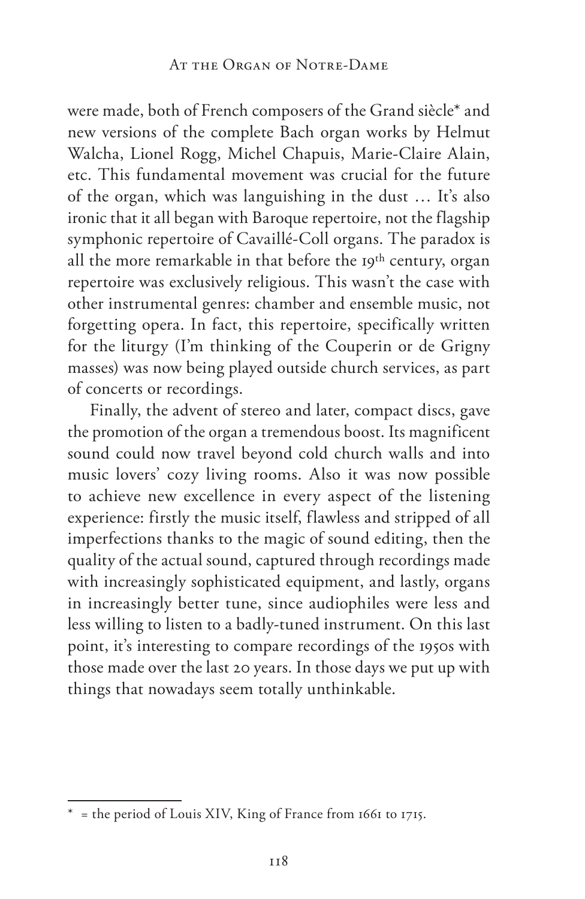were made, both of French composers of the Grand siècle* and new versions of the complete Bach organ works by Helmut Walcha, Lionel Rogg, Michel Chapuis, Marie-Claire Alain, etc. This fundamental movement was crucial for the future of the organ, which was languishing in the dust … It's also ironic that it all began with Baroque repertoire, not the flagship symphonic repertoire of Cavaillé-Coll organs. The paradox is all the more remarkable in that before the 19th century, organ repertoire was exclusively religious. This wasn't the case with other instrumental genres: chamber and ensemble music, not forgetting opera. In fact, this repertoire, specifically written for the liturgy (I'm thinking of the Couperin or de Grigny masses) was now being played outside church services, as part of concerts or recordings.

Finally, the advent of stereo and later, compact discs, gave the promotion of the organ a tremendous boost. Its magnificent sound could now travel beyond cold church walls and into music lovers' cozy living rooms. Also it was now possible to achieve new excellence in every aspect of the listening experience: firstly the music itself, flawless and stripped of all imperfections thanks to the magic of sound editing, then the quality of the actual sound, captured through recordings made with increasingly sophisticated equipment, and lastly, organs in increasingly better tune, since audiophiles were less and less willing to listen to a badly-tuned instrument. On this last point, it's interesting to compare recordings of the 1950s with those made over the last 20 years. In those days we put up with things that nowadays seem totally unthinkable.

---

* = the period of Louis XIV, King of France from 1661 to 1715.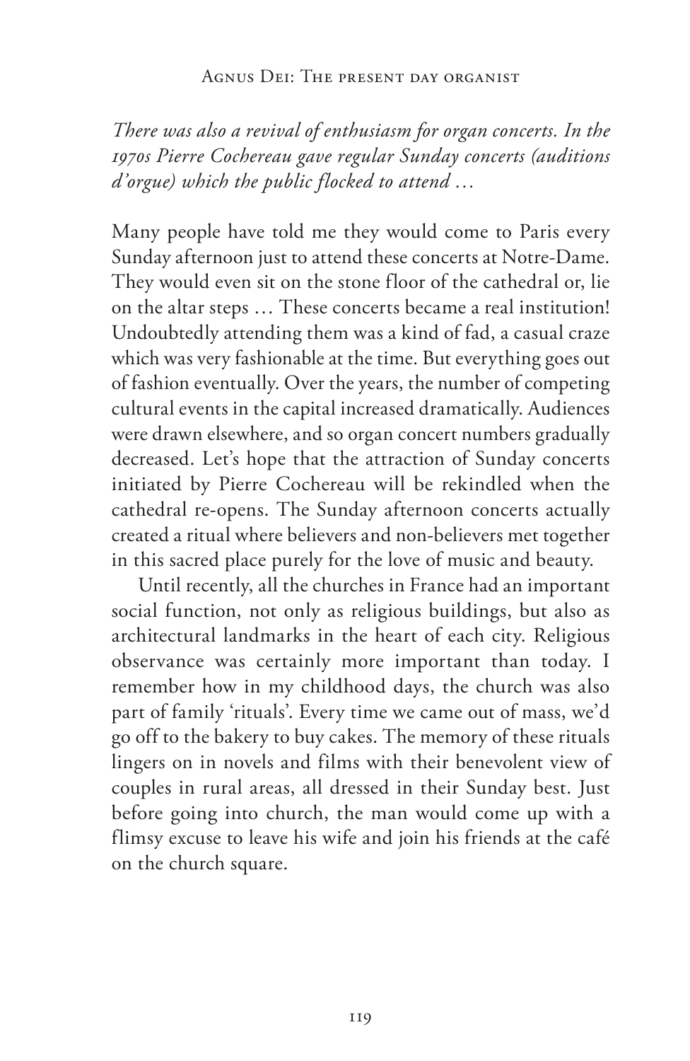*There was also a revival of enthusiasm for organ concerts. In the 1970s Pierre Cochereau gave regular Sunday concerts (auditions d'orgue) which the public flocked to attend …*

Many people have told me they would come to Paris every Sunday afternoon just to attend these concerts at Notre-Dame. They would even sit on the stone floor of the cathedral or, lie on the altar steps … These concerts became a real institution! Undoubtedly attending them was a kind of fad, a casual craze which was very fashionable at the time. But everything goes out of fashion eventually. Over the years, the number of competing cultural events in the capital increased dramatically. Audiences were drawn elsewhere, and so organ concert numbers gradually decreased. Let's hope that the attraction of Sunday concerts initiated by Pierre Cochereau will be rekindled when the cathedral re-opens. The Sunday afternoon concerts actually created a ritual where believers and non-believers met together in this sacred place purely for the love of music and beauty.

Until recently, all the churches in France had an important social function, not only as religious buildings, but also as architectural landmarks in the heart of each city. Religious observance was certainly more important than today. I remember how in my childhood days, the church was also part of family 'rituals'. Every time we came out of mass, we'd go off to the bakery to buy cakes. The memory of these rituals lingers on in novels and films with their benevolent view of couples in rural areas, all dressed in their Sunday best. Just before going into church, the man would come up with a flimsy excuse to leave his wife and join his friends at the café on the church square.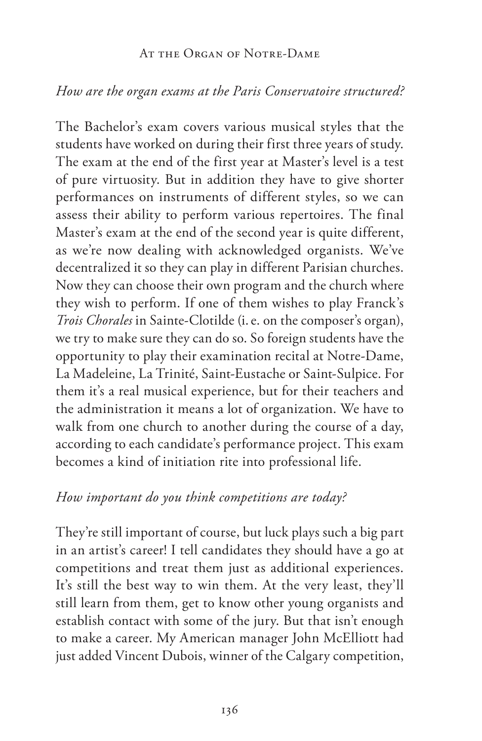*How are the organ exams at the Paris Conservatoire structured?*

The Bachelor's exam covers various musical styles that the students have worked on during their first three years of study. The exam at the end of the first year at Master's level is a test of pure virtuosity. But in addition they have to give shorter performances on instruments of different styles, so we can assess their ability to perform various repertoires. The final Master's exam at the end of the second year is quite different, as we're now dealing with acknowledged organists. We've decentralized it so they can play in different Parisian churches. Now they can choose their own program and the church where they wish to perform. If one of them wishes to play Franck's *Trois Chorales* in Sainte-Clotilde (i. e. on the composer's organ), we try to make sure they can do so. So foreign students have the opportunity to play their examination recital at Notre-Dame, La Madeleine, La Trinité, Saint-Eustache or Saint-Sulpice. For them it's a real musical experience, but for their teachers and the administration it means a lot of organization. We have to walk from one church to another during the course of a day, according to each candidate's performance project. This exam becomes a kind of initiation rite into professional life.

*How important do you think competitions are today?*

They're still important of course, but luck plays such a big part in an artist's career! I tell candidates they should have a go at competitions and treat them just as additional experiences. It's still the best way to win them. At the very least, they'll still learn from them, get to know other young organists and establish contact with some of the jury. But that isn't enough to make a career. My American manager John McElliott had just added Vincent Dubois, winner of the Calgary competition,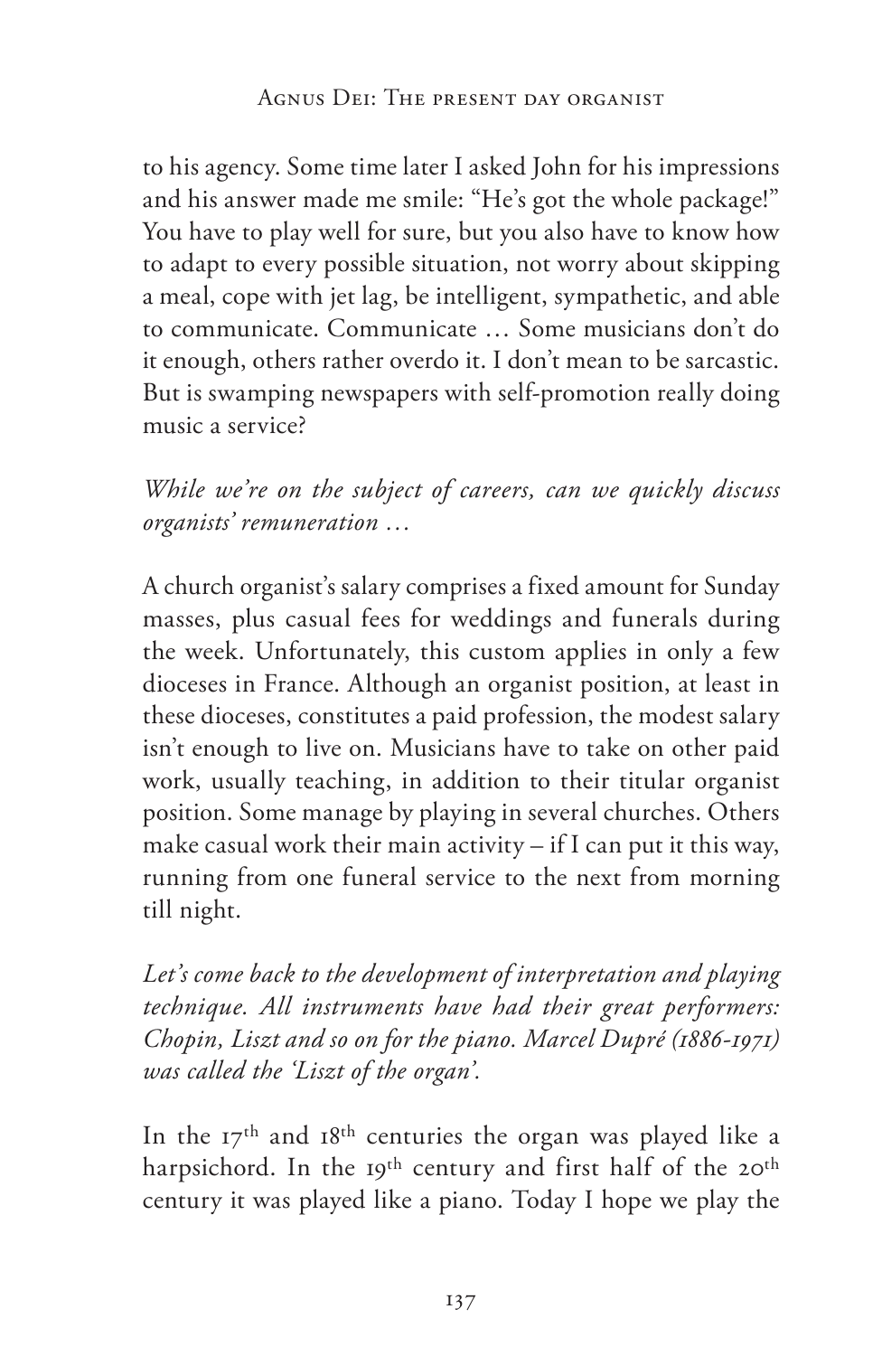to his agency. Some time later I asked John for his impressions and his answer made me smile: "He's got the whole package!" You have to play well for sure, but you also have to know how to adapt to every possible situation, not worry about skipping a meal, cope with jet lag, be intelligent, sympathetic, and able to communicate. Communicate … Some musicians don't do it enough, others rather overdo it. I don't mean to be sarcastic. But is swamping newspapers with self-promotion really doing music a service?

*While we're on the subject of careers, can we quickly discuss organists' remuneration …*

A church organist's salary comprises a fixed amount for Sunday masses, plus casual fees for weddings and funerals during the week. Unfortunately, this custom applies in only a few dioceses in France. Although an organist position, at least in these dioceses, constitutes a paid profession, the modest salary isn't enough to live on. Musicians have to take on other paid work, usually teaching, in addition to their titular organist position. Some manage by playing in several churches. Others make casual work their main activity – if I can put it this way, running from one funeral service to the next from morning till night.

*Let's come back to the development of interpretation and playing technique. All instruments have had their great performers: Chopin, Liszt and so on for the piano. Marcel Dupré (1886-1971) was called the 'Liszt of the organ'.*

In the 17th and 18th centuries the organ was played like a harpsichord. In the 19th century and first half of the 20th century it was played like a piano. Today I hope we play the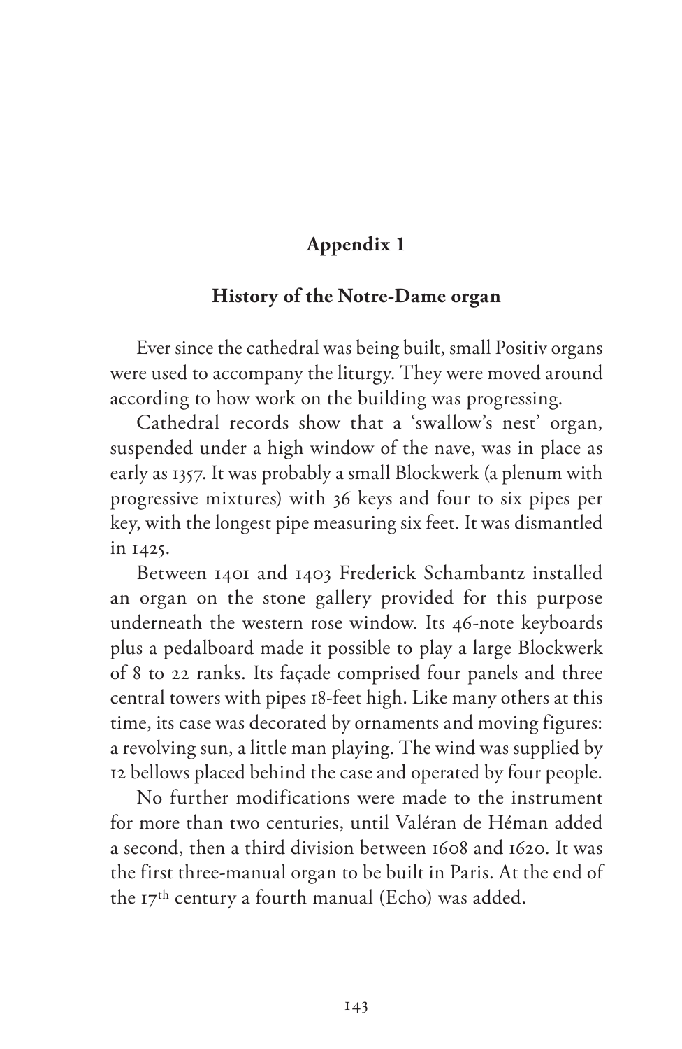# Appendix 1

## History of the Notre-Dame organ

Ever since the cathedral was being built, small Positiv organs were used to accompany the liturgy. They were moved around according to how work on the building was progressing.

Cathedral records show that a 'swallow's nest' organ, suspended under a high window of the nave, was in place as early as 1357. It was probably a small Blockwerk (a plenum with progressive mixtures) with 36 keys and four to six pipes per key, with the longest pipe measuring six feet. It was dismantled in 1425.

Between 1401 and 1403 Frederick Schambantz installed an organ on the stone gallery provided for this purpose underneath the western rose window. Its 46-note keyboards plus a pedalboard made it possible to play a large Blockwerk of 8 to 22 ranks. Its façade comprised four panels and three central towers with pipes 18-feet high. Like many others at this time, its case was decorated by ornaments and moving figures: a revolving sun, a little man playing. The wind was supplied by 12 bellows placed behind the case and operated by four people.

No further modifications were made to the instrument for more than two centuries, until Valéran de Héman added a second, then a third division between 1608 and 1620. It was the first three-manual organ to be built in Paris. At the end of the 17th century a fourth manual (Echo) was added.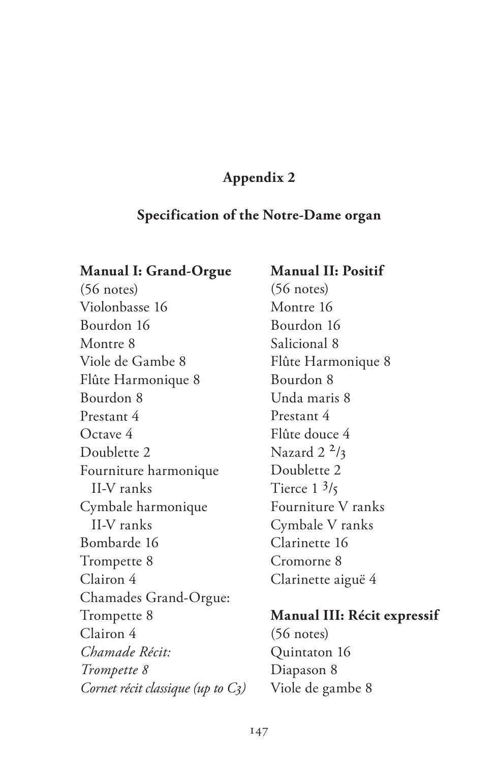## Appendix 2

### Specification of the Notre-Dame organ

**Manual I: Grand-Orgue**
(56 notes)
Violonbasse 16
Bourdon 16
Montre 8
Viole de Gambe 8
Flûte Harmonique 8
Bourdon 8
Prestant 4
Octave 4
Doublette 2
Fourniture harmonique
  II-V ranks
Cymbale harmonique
  II-V ranks
Bombarde 16
Trompette 8
Clairon 4
Chamades Grand-Orgue:
Trompette 8
Clairon 4
*Chamade Récit:*
*Trompette 8*
*Cornet récit classique (up to C3)*

**Manual II: Positif**
(56 notes)
Montre 16
Bourdon 16
Salicional 8
Flûte Harmonique 8
Bourdon 8
Unda maris 8
Prestant 4
Flûte douce 4
Nazard 2 $^{2}/_{3}$
Doublette 2
Tierce 1 $^{3}/_{5}$
Fourniture V ranks
Cymbale V ranks
Clarinette 16
Cromorne 8
Clarinette aiguë 4

**Manual III: Récit expressif**
(56 notes)
Quintaton 16
Diapason 8
Viole de gambe 8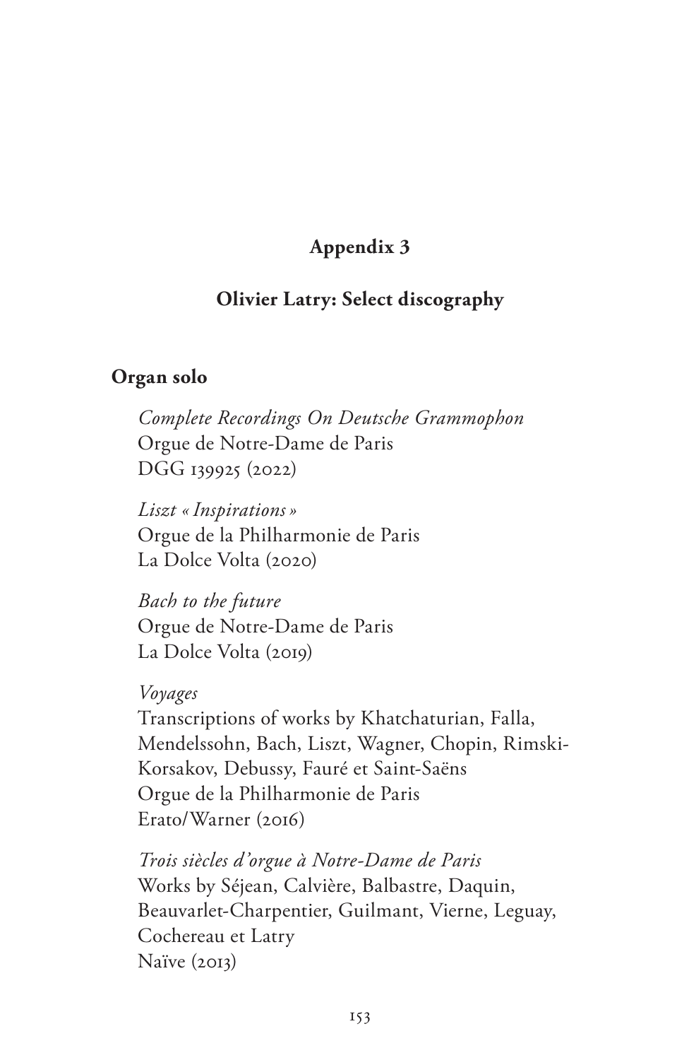# Appendix 3

## Olivier Latry: Select discography

### Organ solo

*Complete Recordings On Deutsche Grammophon*
Orgue de Notre-Dame de Paris
DGG 139925 (2022)

*Liszt « Inspirations »*
Orgue de la Philharmonie de Paris
La Dolce Volta (2020)

*Bach to the future*
Orgue de Notre-Dame de Paris
La Dolce Volta (2019)

*Voyages*
Transcriptions of works by Khatchaturian, Falla, Mendelssohn, Bach, Liszt, Wagner, Chopin, Rimski-Korsakov, Debussy, Fauré et Saint-Saëns
Orgue de la Philharmonie de Paris
Erato/Warner (2016)

*Trois siècles d'orgue à Notre-Dame de Paris*
Works by Séjean, Calvière, Balbastre, Daquin, Beauvarlet-Charpentier, Guilmant, Vierne, Leguay, Cochereau et Latry
Naïve (2013)